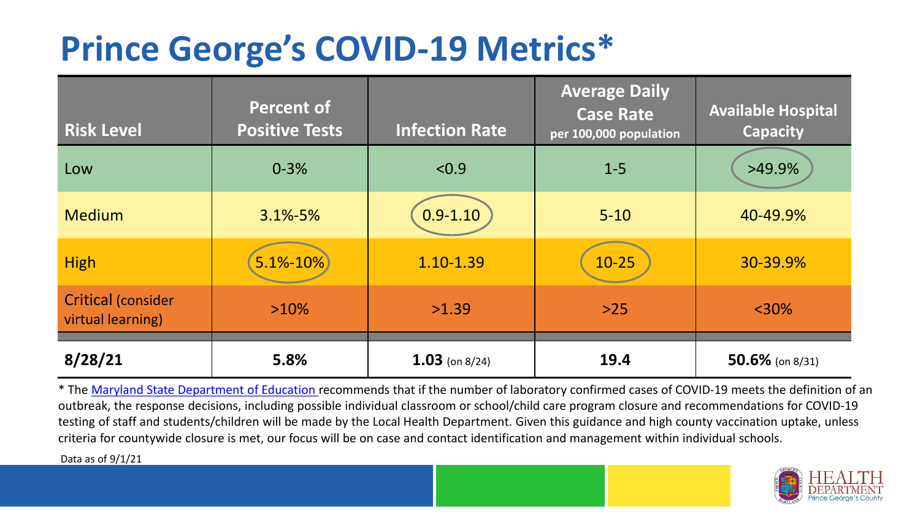# Prince George's COVID-19 Metrics*

| Risk Level | Percent of Positive Tests | Infection Rate | Average Daily Case Rate per 100,000 population | Available Hospital Capacity |
|---|---|---|---|---|
| Low | 0-3% | <0.9 | 1-5 | >49.9% |
| Medium | 3.1%-5% | 0.9-1.10 | 5-10 | 40-49.9% |
| High | 5.1%-10% | 1.10-1.39 | 10-25 | 30-39.9% |
| Critical (consider virtual learning) | >10% | >1.39 | >25 | <30% |
| **8/28/21** | **5.8%** | **1.03** (on 8/24) | **19.4** | **50.6%** (on 8/31) |

* The Maryland State Department of Education recommends that if the number of laboratory confirmed cases of COVID-19 meets the definition of an outbreak, the response decisions, including possible individual classroom or school/child care program closure and recommendations for COVID-19 testing of staff and students/children will be made by the Local Health Department. Given this guidance and high county vaccination uptake, unless criteria for countywide closure is met, our focus will be on case and contact identification and management within individual schools.

Data as of 9/1/21

HEALTH DEPARTMENT Prince George's County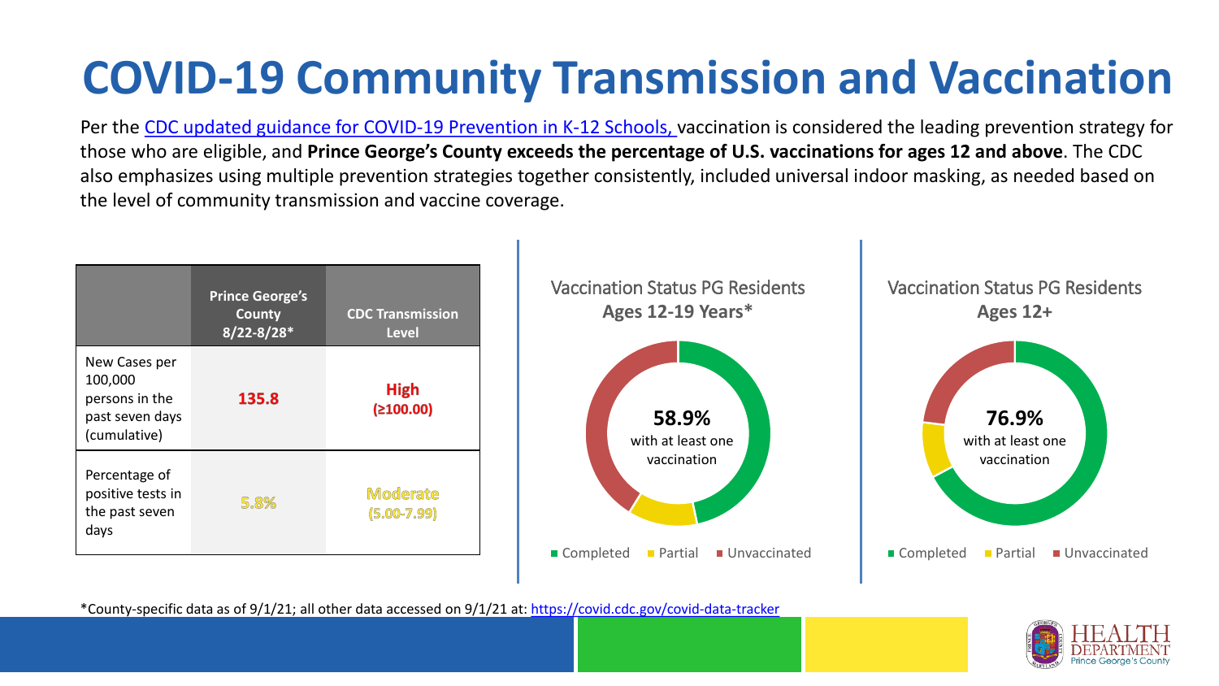# COVID-19 Community Transmission and Vaccination

Per the [CDC updated guidance for COVID-19 Prevention in K-12 Schools,](#) vaccination is considered the leading prevention strategy for those who are eligible, and **Prince George's County exceeds the percentage of U.S. vaccinations for ages 12 and above**. The CDC also emphasizes using multiple prevention strategies together consistently, included universal indoor masking, as needed based on the level of community transmission and vaccine coverage.

| | Prince George's County 8/22-8/28* | CDC Transmission Level |
|---|---|---|
| New Cases per 100,000 persons in the past seven days (cumulative) | 135.8 | High (≥100.00) |
| Percentage of positive tests in the past seven days | 5.8% | Moderate (5.00-7.99) |

Vaccination Status PG Residents **Ages 12-19 Years***

**58.9%** with at least one vaccination

Completed · Partial · Unvaccinated

Vaccination Status PG Residents **Ages 12+**

**76.9%** with at least one vaccination

Completed · Partial · Unvaccinated

*County-specific data as of 9/1/21; all other data accessed on 9/1/21 at: https://covid.cdc.gov/covid-data-tracker

HEALTH DEPARTMENT Prince George's County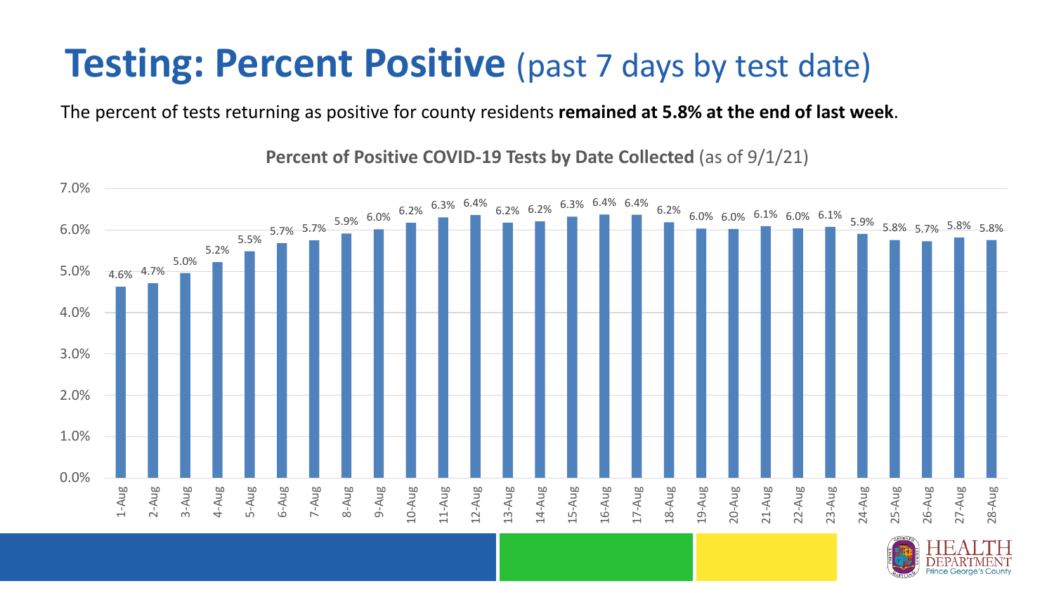# **Testing: Percent Positive** (past 7 days by test date)

The percent of tests returning as positive for county residents **remained at 5.8% at the end of last week**.

**Percent of Positive COVID-19 Tests by Date Collected** (as of 9/1/21)

| Date | Percent Positive |
|---|---|
| 1-Aug | 4.6% |
| 2-Aug | 4.7% |
| 3-Aug | 5.0% |
| 4-Aug | 5.2% |
| 5-Aug | 5.5% |
| 6-Aug | 5.7% |
| 7-Aug | 5.7% |
| 8-Aug | 5.9% |
| 9-Aug | 6.0% |
| 10-Aug | 6.2% |
| 11-Aug | 6.3% |
| 12-Aug | 6.4% |
| 13-Aug | 6.2% |
| 14-Aug | 6.2% |
| 15-Aug | 6.3% |
| 16-Aug | 6.4% |
| 17-Aug | 6.4% |
| 18-Aug | 6.2% |
| 19-Aug | 6.0% |
| 20-Aug | 6.0% |
| 21-Aug | 6.1% |
| 22-Aug | 6.0% |
| 23-Aug | 6.1% |
| 24-Aug | 5.9% |
| 25-Aug | 5.8% |
| 26-Aug | 5.7% |
| 27-Aug | 5.8% |
| 28-Aug | 5.8% |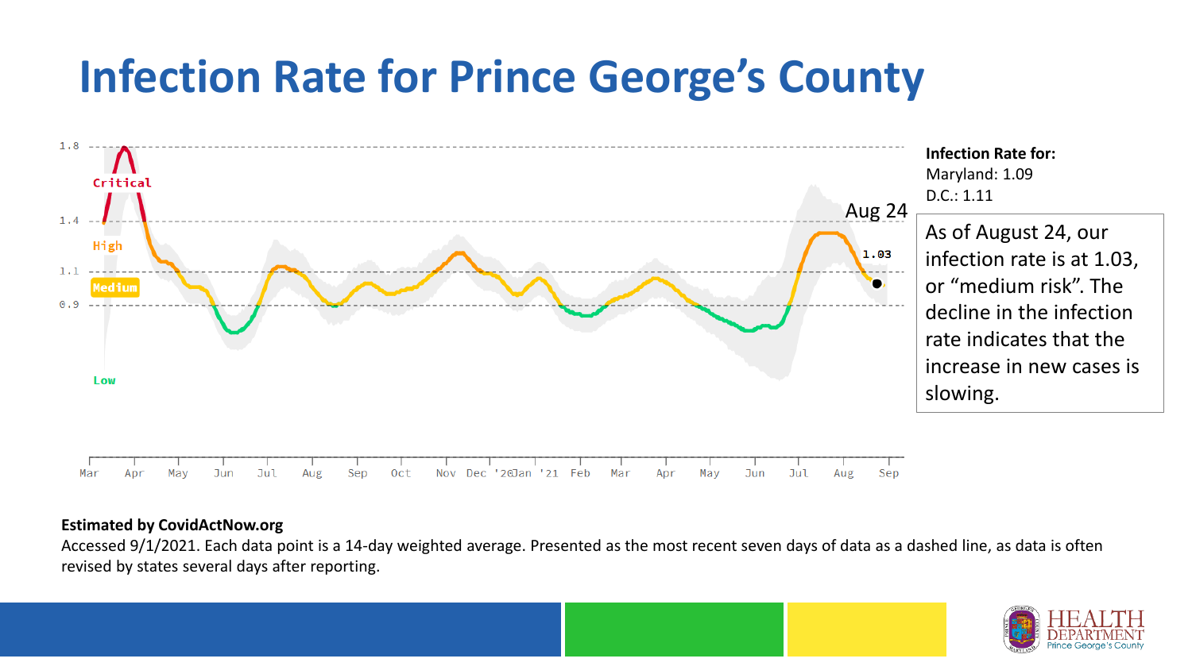# Infection Rate for Prince George's County

**Infection Rate for:**
Maryland: 1.09
D.C.: 1.11

As of August 24, our infection rate is at 1.03, or "medium risk". The decline in the infection rate indicates that the increase in new cases is slowing.

**Estimated by CovidActNow.org**

Accessed 9/1/2021. Each data point is a 14-day weighted average. Presented as the most recent seven days of data as a dashed line, as data is often revised by states several days after reporting.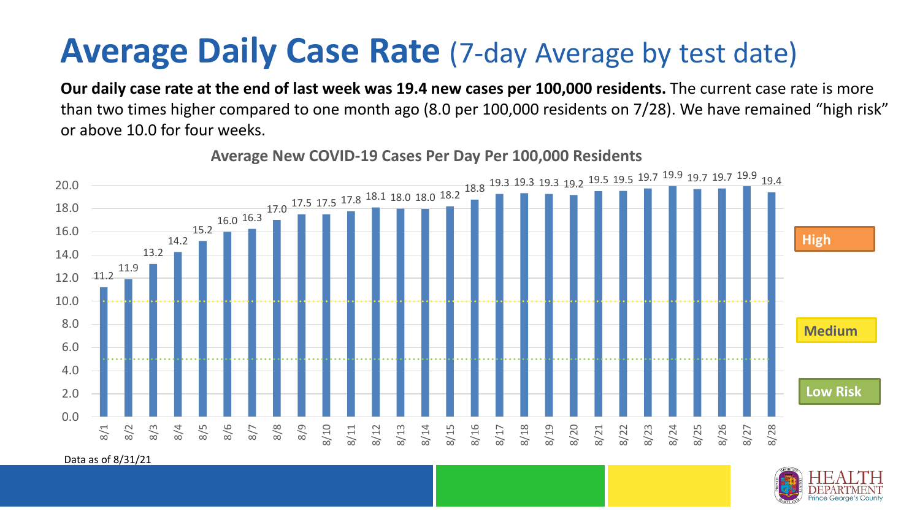# **Average Daily Case Rate** (7-day Average by test date)

**Our daily case rate at the end of last week was 19.4 new cases per 100,000 residents.** The current case rate is more than two times higher compared to one month ago (8.0 per 100,000 residents on 7/28). We have remained "high risk" or above 10.0 for four weeks.

**Average New COVID-19 Cases Per Day Per 100,000 Residents**

| Date | Cases per 100,000 |
|---|---|
| 8/1 | 11.2 |
| 8/2 | 11.9 |
| 8/3 | 13.2 |
| 8/4 | 14.2 |
| 8/5 | 15.2 |
| 8/6 | 16.0 |
| 8/7 | 16.3 |
| 8/8 | 17.0 |
| 8/9 | 17.5 |
| 8/10 | 17.5 |
| 8/11 | 17.8 |
| 8/12 | 18.1 |
| 8/13 | 18.0 |
| 8/14 | 18.0 |
| 8/15 | 18.2 |
| 8/16 | 18.8 |
| 8/17 | 19.3 |
| 8/18 | 19.3 |
| 8/19 | 19.3 |
| 8/20 | 19.2 |
| 8/21 | 19.5 |
| 8/22 | 19.5 |
| 8/23 | 19.7 |
| 8/24 | 19.9 |
| 8/25 | 19.7 |
| 8/26 | 19.7 |
| 8/27 | 19.9 |
| 8/28 | 19.4 |

High | Medium | Low Risk

Data as of 8/31/21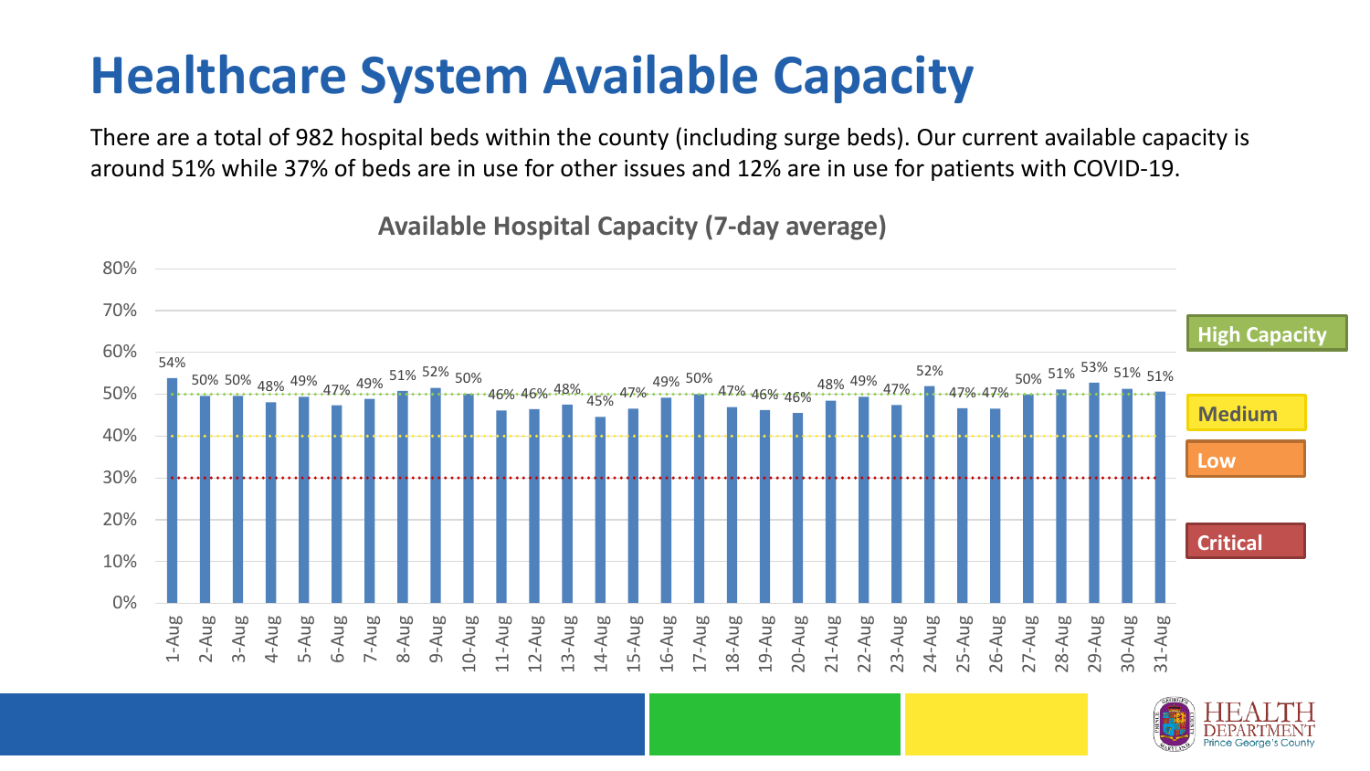# Healthcare System Available Capacity

There are a total of 982 hospital beds within the county (including surge beds). Our current available capacity is around 51% while 37% of beds are in use for other issues and 12% are in use for patients with COVID-19.

**Available Hospital Capacity (7-day average)**

80%
70%
60%
50%
40%
30%
20%
10%
0%

54% 50% 50% 48% 49% 47% 49% 51% 52% 50% 46% 46% 48% 45% 47% 49% 50% 47% 46% 46% 48% 49% 47% 52% 47% 47% 50% 51% 53% 51% 51%

1-Aug 2-Aug 3-Aug 4-Aug 5-Aug 6-Aug 7-Aug 8-Aug 9-Aug 10-Aug 11-Aug 12-Aug 13-Aug 14-Aug 15-Aug 16-Aug 17-Aug 18-Aug 19-Aug 20-Aug 21-Aug 22-Aug 23-Aug 24-Aug 25-Aug 26-Aug 27-Aug 28-Aug 29-Aug 30-Aug 31-Aug

High Capacity

Medium

Low

Critical

HEALTH DEPARTMENT
Prince George's County